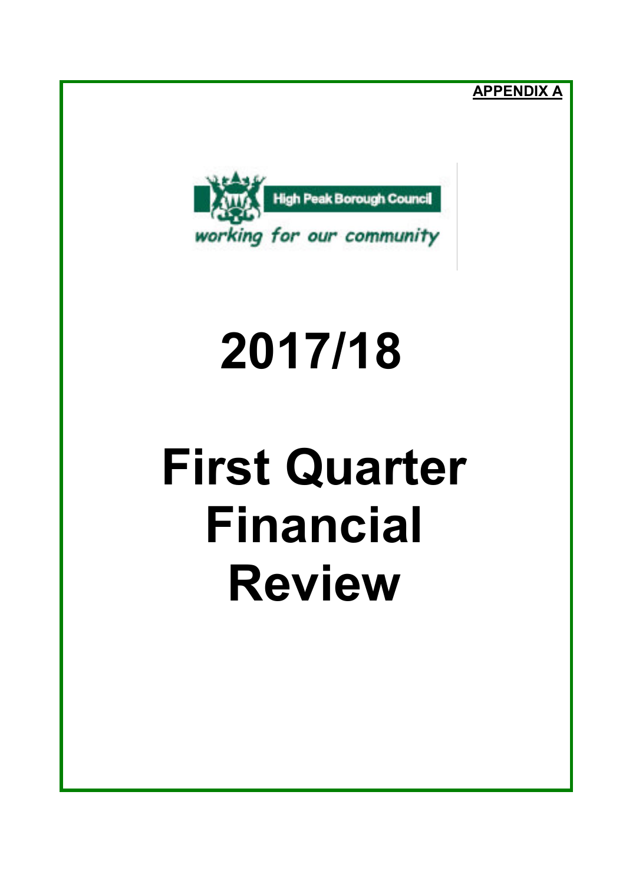**APPENDIX A**

High Peak Borough Council

*working for our community*

# 2017/18

# First Quarter Financial Review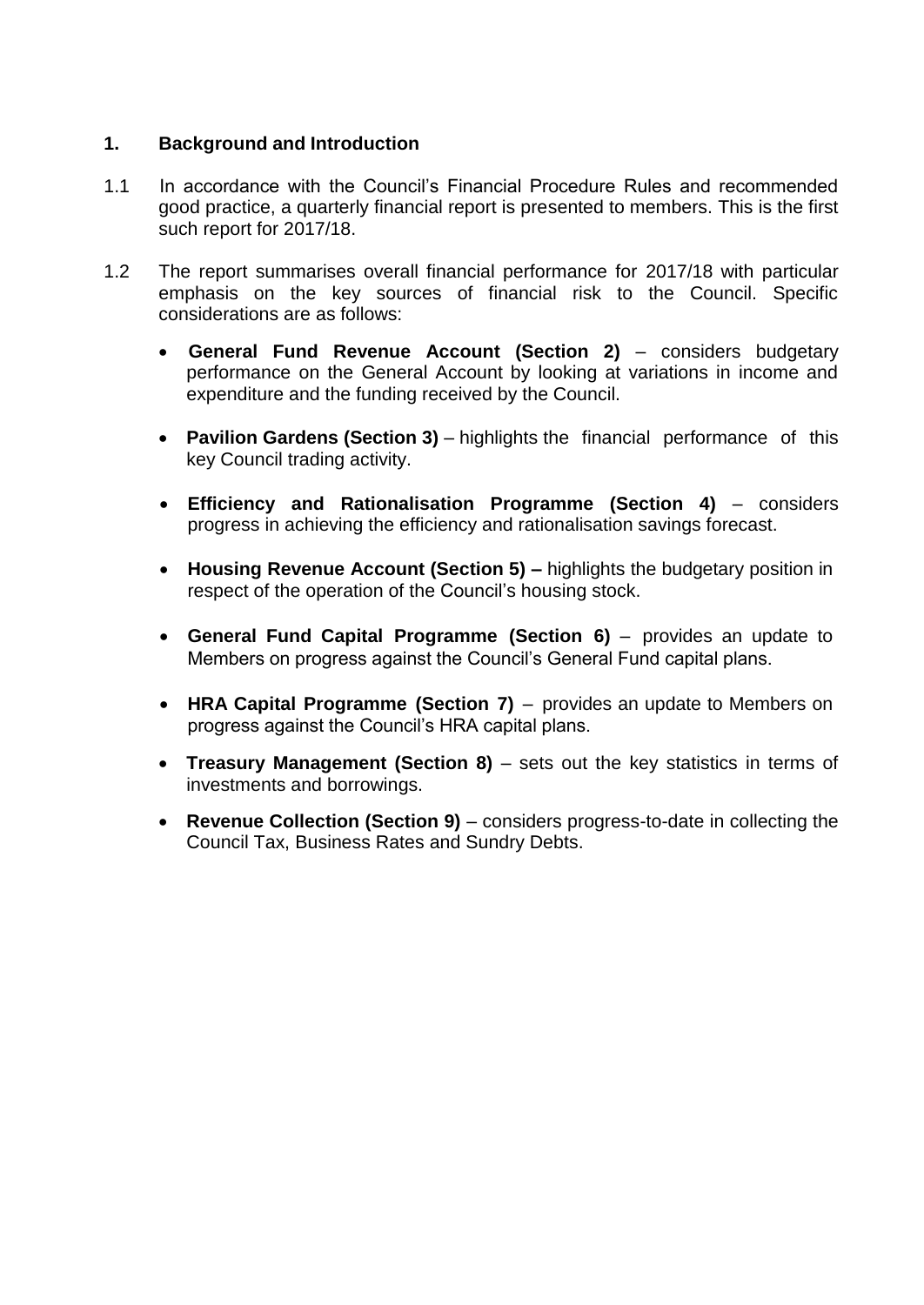## 1. Background and Introduction

1.1 In accordance with the Council's Financial Procedure Rules and recommended good practice, a quarterly financial report is presented to members. This is the first such report for 2017/18.

1.2 The report summarises overall financial performance for 2017/18 with particular emphasis on the key sources of financial risk to the Council. Specific considerations are as follows:

- **General Fund Revenue Account (Section 2)** – considers budgetary performance on the General Account by looking at variations in income and expenditure and the funding received by the Council.

- **Pavilion Gardens (Section 3)** – highlights the financial performance of this key Council trading activity.

- **Efficiency and Rationalisation Programme (Section 4)** – considers progress in achieving the efficiency and rationalisation savings forecast.

- **Housing Revenue Account (Section 5) –** highlights the budgetary position in respect of the operation of the Council's housing stock.

- **General Fund Capital Programme (Section 6)** – provides an update to Members on progress against the Council's General Fund capital plans.

- **HRA Capital Programme (Section 7)** – provides an update to Members on progress against the Council's HRA capital plans.

- **Treasury Management (Section 8)** – sets out the key statistics in terms of investments and borrowings.

- **Revenue Collection (Section 9)** – considers progress-to-date in collecting the Council Tax, Business Rates and Sundry Debts.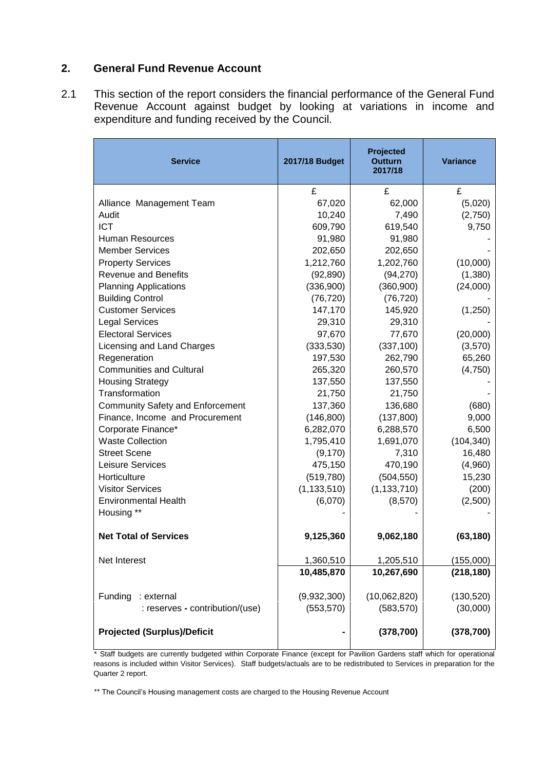## 2. General Fund Revenue Account

2.1 This section of the report considers the financial performance of the General Fund Revenue Account against budget by looking at variations in income and expenditure and funding received by the Council.

| Service | 2017/18 Budget | Projected Outturn 2017/18 | Variance |
|---|---|---|---|
| | £ | £ | £ |
| Alliance Management Team | 67,020 | 62,000 | (5,020) |
| Audit | 10,240 | 7,490 | (2,750) |
| ICT | 609,790 | 619,540 | 9,750 |
| Human Resources | 91,980 | 91,980 | - |
| Member Services | 202,650 | 202,650 | - |
| Property Services | 1,212,760 | 1,202,760 | (10,000) |
| Revenue and Benefits | (92,890) | (94,270) | (1,380) |
| Planning Applications | (336,900) | (360,900) | (24,000) |
| Building Control | (76,720) | (76,720) | - |
| Customer Services | 147,170 | 145,920 | (1,250) |
| Legal Services | 29,310 | 29,310 | - |
| Electoral Services | 97,670 | 77,670 | (20,000) |
| Licensing and Land Charges | (333,530) | (337,100) | (3,570) |
| Regeneration | 197,530 | 262,790 | 65,260 |
| Communities and Cultural | 265,320 | 260,570 | (4,750) |
| Housing Strategy | 137,550 | 137,550 | - |
| Transformation | 21,750 | 21,750 | - |
| Community Safety and Enforcement | 137,360 | 136,680 | (680) |
| Finance, Income and Procurement | (146,800) | (137,800) | 9,000 |
| Corporate Finance* | 6,282,070 | 6,288,570 | 6,500 |
| Waste Collection | 1,795,410 | 1,691,070 | (104,340) |
| Street Scene | (9,170) | 7,310 | 16,480 |
| Leisure Services | 475,150 | 470,190 | (4,960) |
| Horticulture | (519,780) | (504,550) | 15,230 |
| Visitor Services | (1,133,510) | (1,133,710) | (200) |
| Environmental Health | (6,070) | (8,570) | (2,500) |
| Housing ** | - | - | - |
| **Net Total of Services** | **9,125,360** | **9,062,180** | **(63,180)** |
| Net Interest | 1,360,510 | 1,205,510 | (155,000) |
| | **10,485,870** | **10,267,690** | **(218,180)** |
| Funding : external | (9,932,300) | (10,062,820) | (130,520) |
| : reserves - contribution/(use) | (553,570) | (583,570) | (30,000) |
| **Projected (Surplus)/Deficit** | **-** | **(378,700)** | **(378,700)** |

* Staff budgets are currently budgeted within Corporate Finance (except for Pavilion Gardens staff which for operational reasons is included within Visitor Services). Staff budgets/actuals are to be redistributed to Services in preparation for the Quarter 2 report.

** The Council's Housing management costs are charged to the Housing Revenue Account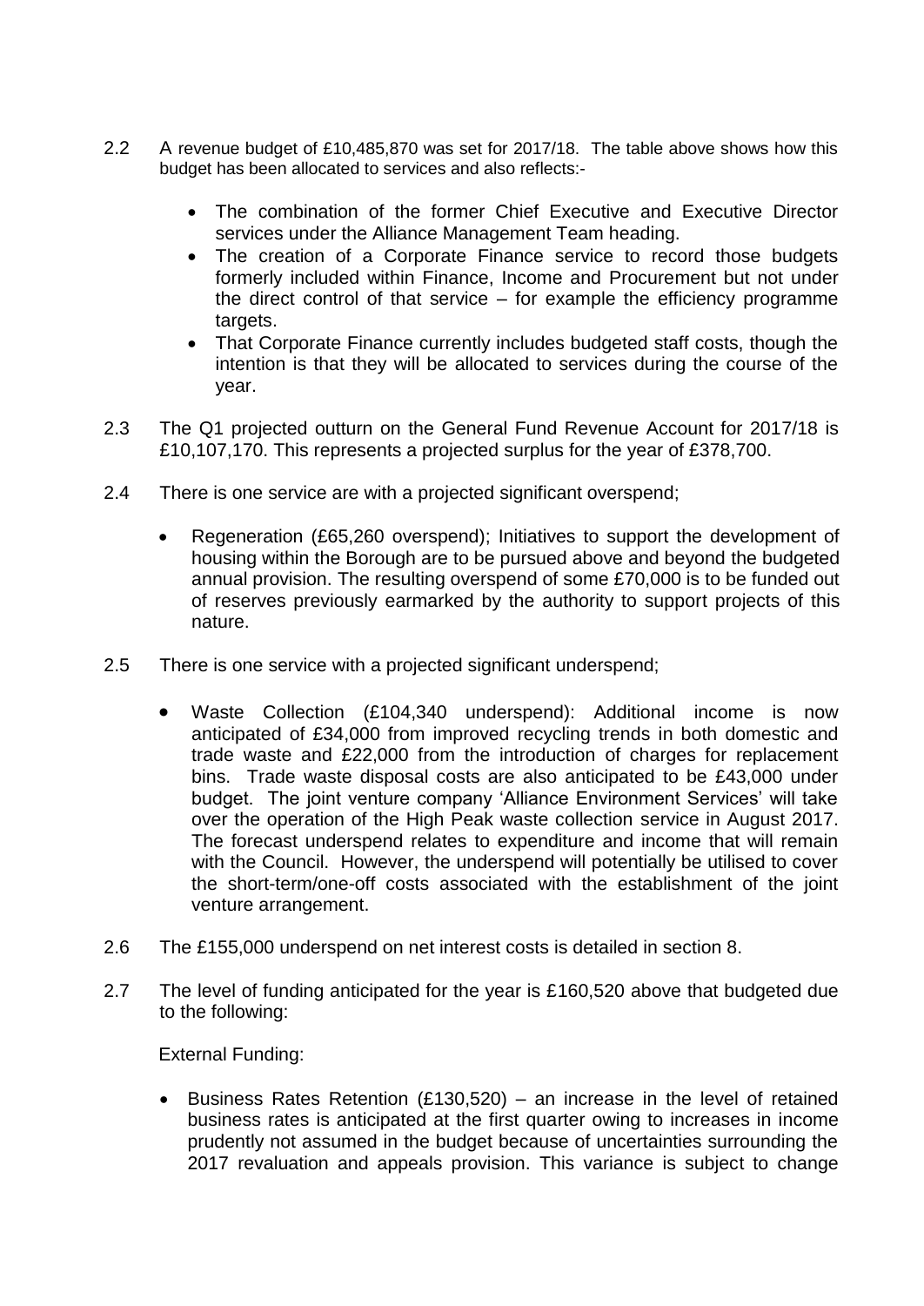2.2 A revenue budget of £10,485,870 was set for 2017/18. The table above shows how this budget has been allocated to services and also reflects:-

- The combination of the former Chief Executive and Executive Director services under the Alliance Management Team heading.
- The creation of a Corporate Finance service to record those budgets formerly included within Finance, Income and Procurement but not under the direct control of that service – for example the efficiency programme targets.
- That Corporate Finance currently includes budgeted staff costs, though the intention is that they will be allocated to services during the course of the year.

2.3 The Q1 projected outturn on the General Fund Revenue Account for 2017/18 is £10,107,170. This represents a projected surplus for the year of £378,700.

2.4 There is one service are with a projected significant overspend;

- Regeneration (£65,260 overspend); Initiatives to support the development of housing within the Borough are to be pursued above and beyond the budgeted annual provision. The resulting overspend of some £70,000 is to be funded out of reserves previously earmarked by the authority to support projects of this nature.

2.5 There is one service with a projected significant underspend;

- Waste Collection (£104,340 underspend): Additional income is now anticipated of £34,000 from improved recycling trends in both domestic and trade waste and £22,000 from the introduction of charges for replacement bins. Trade waste disposal costs are also anticipated to be £43,000 under budget. The joint venture company 'Alliance Environment Services' will take over the operation of the High Peak waste collection service in August 2017. The forecast underspend relates to expenditure and income that will remain with the Council. However, the underspend will potentially be utilised to cover the short-term/one-off costs associated with the establishment of the joint venture arrangement.

2.6 The £155,000 underspend on net interest costs is detailed in section 8.

2.7 The level of funding anticipated for the year is £160,520 above that budgeted due to the following:

External Funding:

- Business Rates Retention (£130,520) – an increase in the level of retained business rates is anticipated at the first quarter owing to increases in income prudently not assumed in the budget because of uncertainties surrounding the 2017 revaluation and appeals provision. This variance is subject to change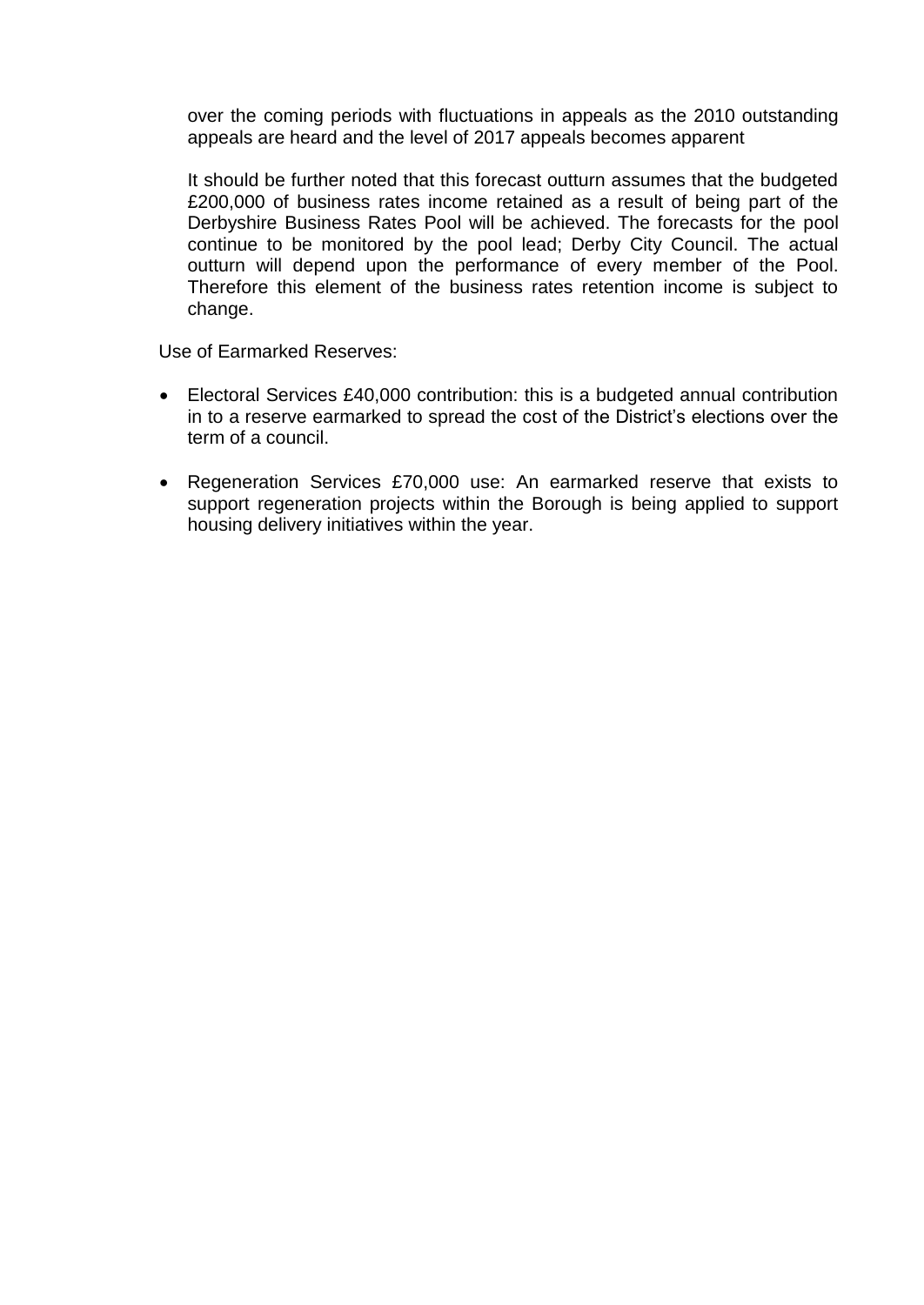over the coming periods with fluctuations in appeals as the 2010 outstanding appeals are heard and the level of 2017 appeals becomes apparent

It should be further noted that this forecast outturn assumes that the budgeted £200,000 of business rates income retained as a result of being part of the Derbyshire Business Rates Pool will be achieved. The forecasts for the pool continue to be monitored by the pool lead; Derby City Council. The actual outturn will depend upon the performance of every member of the Pool. Therefore this element of the business rates retention income is subject to change.

Use of Earmarked Reserves:

- Electoral Services £40,000 contribution: this is a budgeted annual contribution in to a reserve earmarked to spread the cost of the District's elections over the term of a council.
- Regeneration Services £70,000 use: An earmarked reserve that exists to support regeneration projects within the Borough is being applied to support housing delivery initiatives within the year.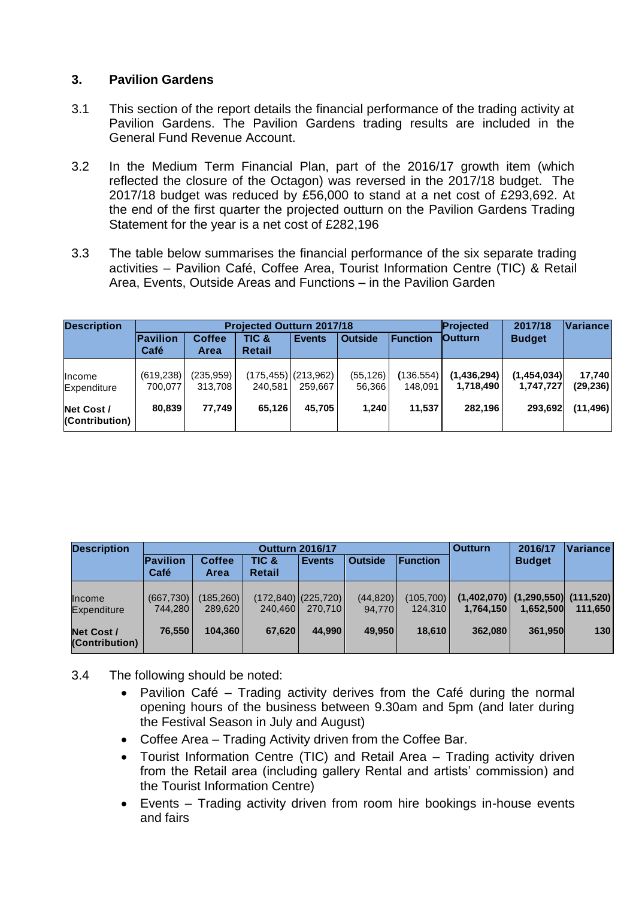## 3. Pavilion Gardens

3.1 This section of the report details the financial performance of the trading activity at Pavilion Gardens. The Pavilion Gardens trading results are included in the General Fund Revenue Account.

3.2 In the Medium Term Financial Plan, part of the 2016/17 growth item (which reflected the closure of the Octagon) was reversed in the 2017/18 budget. The 2017/18 budget was reduced by £56,000 to stand at a net cost of £293,692. At the end of the first quarter the projected outturn on the Pavilion Gardens Trading Statement for the year is a net cost of £282,196

3.3 The table below summarises the financial performance of the six separate trading activities – Pavilion Café, Coffee Area, Tourist Information Centre (TIC) & Retail Area, Events, Outside Areas and Functions – in the Pavilion Garden

| Description | Projected Outturn 2017/18 | | | | | | Projected Outturn | 2017/18 Budget | Variance |
|---|---|---|---|---|---|---|---|---|---|
| | Pavilion Café | Coffee Area | TIC & Retail | Events | Outside | Function | | | |
| Income | (619,238) | (235,959) | (175,455) | (213,962) | (55,126) | (136.554) | (1,436,294) | (1,454,034) | 17,740 |
| Expenditure | 700,077 | 313,708 | 240,581 | 259,667 | 56,366 | 148,091 | 1,718,490 | 1,747,727 | (29,236) |
| **Net Cost / (Contribution)** | **80,839** | **77,749** | **65,126** | **45,705** | **1,240** | **11,537** | **282,196** | **293,692** | **(11,496)** |

| Description | Outturn 2016/17 | | | | | | Outturn | 2016/17 Budget | Variance |
|---|---|---|---|---|---|---|---|---|---|
| | Pavilion Café | Coffee Area | TIC & Retail | Events | Outside | Function | | | |
| Income | (667,730) | (185,260) | (172,840) | (225,720) | (44,820) | (105,700) | (1,402,070) | (1,290,550) | (111,520) |
| Expenditure | 744,280 | 289,620 | 240,460 | 270,710 | 94,770 | 124,310 | 1,764,150 | 1,652,500 | 111,650 |
| **Net Cost / (Contribution)** | **76,550** | **104,360** | **67,620** | **44,990** | **49,950** | **18,610** | **362,080** | **361,950** | **130** |

3.4 The following should be noted:

- Pavilion Café – Trading activity derives from the Café during the normal opening hours of the business between 9.30am and 5pm (and later during the Festival Season in July and August)
- Coffee Area – Trading Activity driven from the Coffee Bar.
- Tourist Information Centre (TIC) and Retail Area – Trading activity driven from the Retail area (including gallery Rental and artists' commission) and the Tourist Information Centre)
- Events – Trading activity driven from room hire bookings in-house events and fairs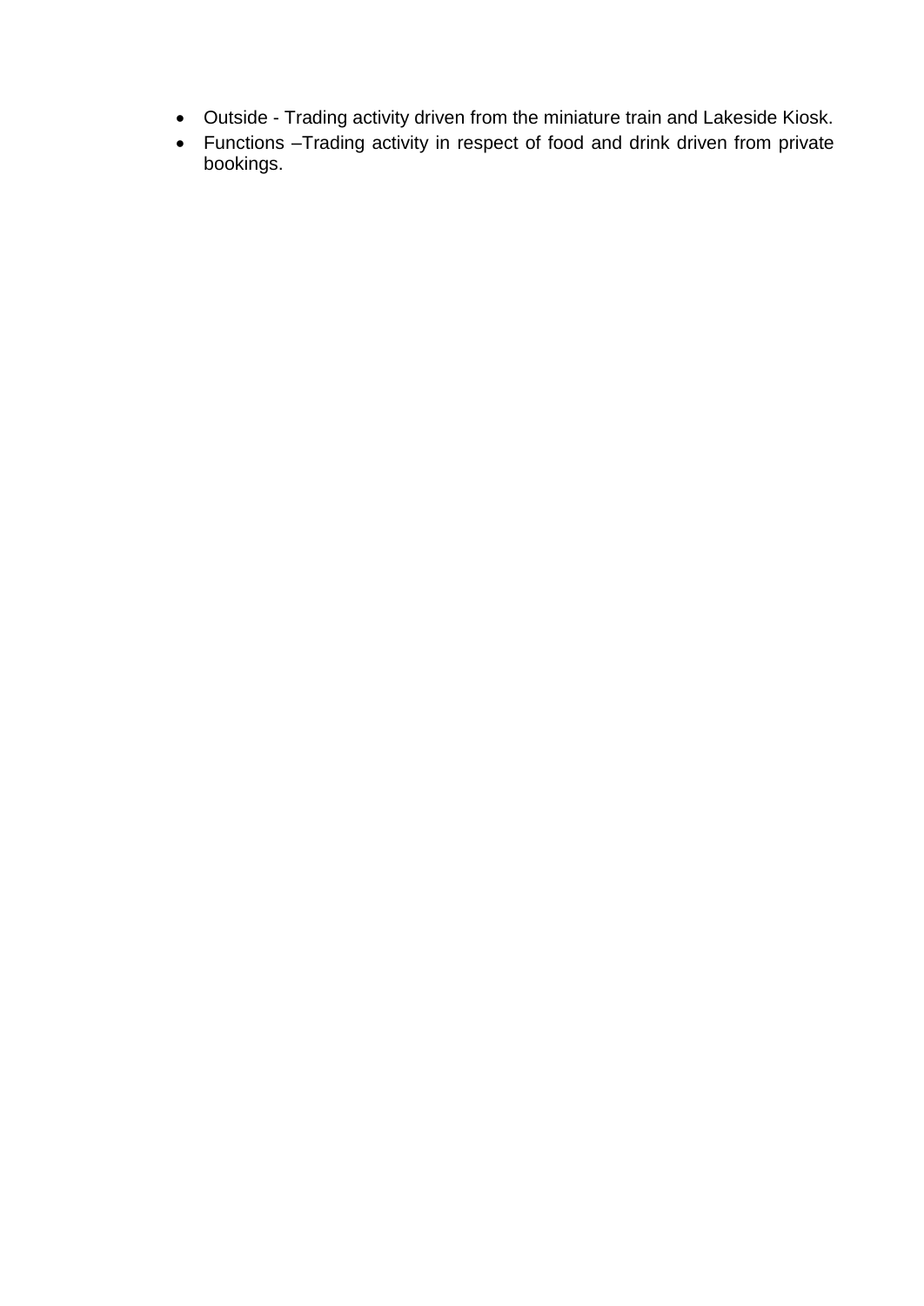- Outside - Trading activity driven from the miniature train and Lakeside Kiosk.
- Functions –Trading activity in respect of food and drink driven from private bookings.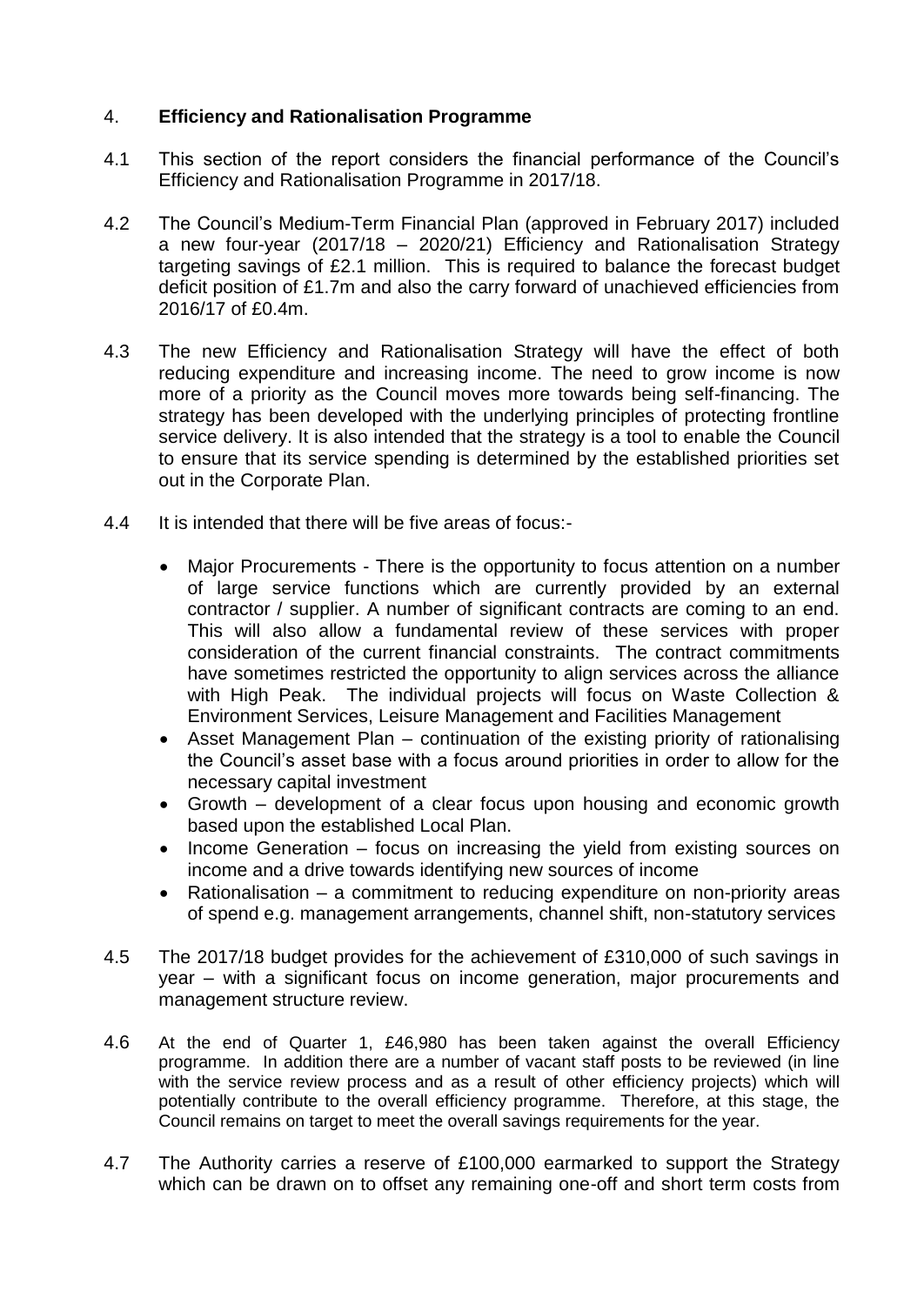## 4. **Efficiency and Rationalisation Programme**

4.1 This section of the report considers the financial performance of the Council's Efficiency and Rationalisation Programme in 2017/18.

4.2 The Council's Medium-Term Financial Plan (approved in February 2017) included a new four-year (2017/18 – 2020/21) Efficiency and Rationalisation Strategy targeting savings of £2.1 million. This is required to balance the forecast budget deficit position of £1.7m and also the carry forward of unachieved efficiencies from 2016/17 of £0.4m.

4.3 The new Efficiency and Rationalisation Strategy will have the effect of both reducing expenditure and increasing income. The need to grow income is now more of a priority as the Council moves more towards being self-financing. The strategy has been developed with the underlying principles of protecting frontline service delivery. It is also intended that the strategy is a tool to enable the Council to ensure that its service spending is determined by the established priorities set out in the Corporate Plan.

4.4 It is intended that there will be five areas of focus:-

- Major Procurements - There is the opportunity to focus attention on a number of large service functions which are currently provided by an external contractor / supplier. A number of significant contracts are coming to an end. This will also allow a fundamental review of these services with proper consideration of the current financial constraints. The contract commitments have sometimes restricted the opportunity to align services across the alliance with High Peak. The individual projects will focus on Waste Collection & Environment Services, Leisure Management and Facilities Management
- Asset Management Plan – continuation of the existing priority of rationalising the Council's asset base with a focus around priorities in order to allow for the necessary capital investment
- Growth – development of a clear focus upon housing and economic growth based upon the established Local Plan.
- Income Generation – focus on increasing the yield from existing sources on income and a drive towards identifying new sources of income
- Rationalisation – a commitment to reducing expenditure on non-priority areas of spend e.g. management arrangements, channel shift, non-statutory services

4.5 The 2017/18 budget provides for the achievement of £310,000 of such savings in year – with a significant focus on income generation, major procurements and management structure review.

4.6 At the end of Quarter 1, £46,980 has been taken against the overall Efficiency programme. In addition there are a number of vacant staff posts to be reviewed (in line with the service review process and as a result of other efficiency projects) which will potentially contribute to the overall efficiency programme. Therefore, at this stage, the Council remains on target to meet the overall savings requirements for the year.

4.7 The Authority carries a reserve of £100,000 earmarked to support the Strategy which can be drawn on to offset any remaining one-off and short term costs from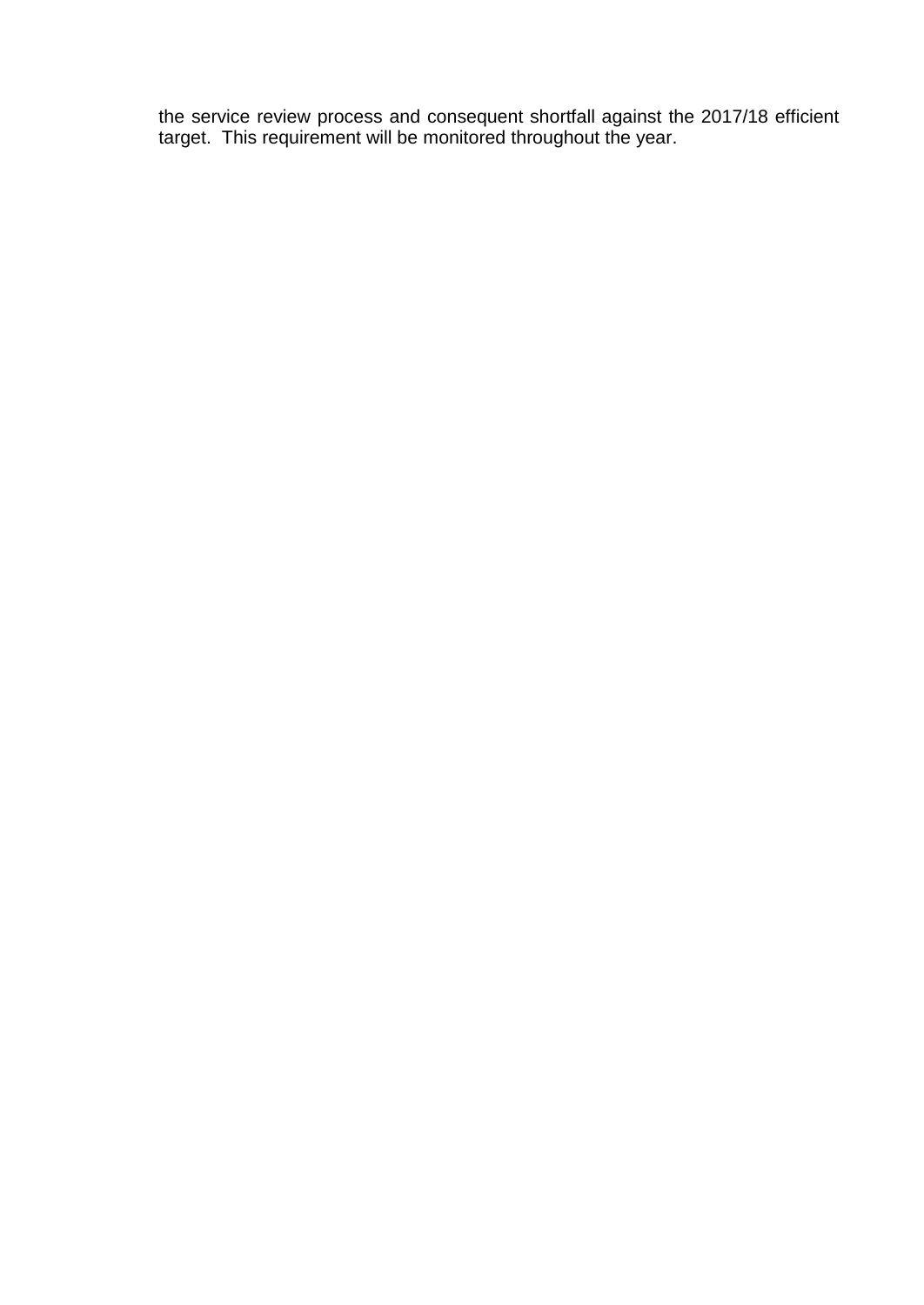the service review process and consequent shortfall against the 2017/18 efficient target. This requirement will be monitored throughout the year.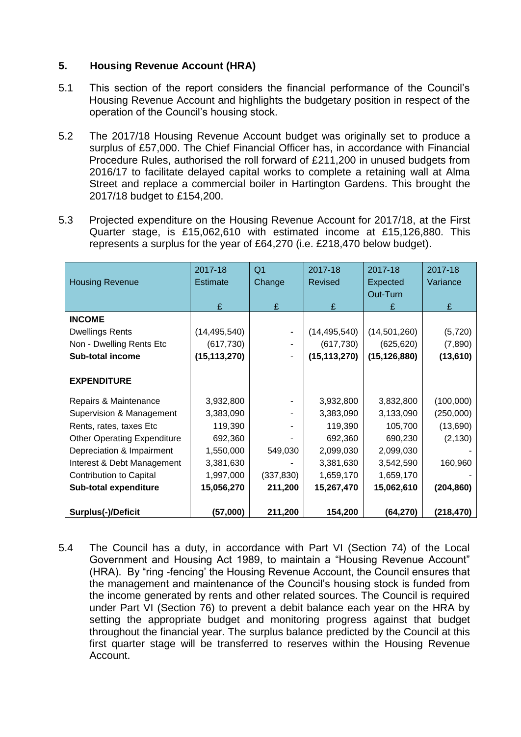## 5. Housing Revenue Account (HRA)

5.1 This section of the report considers the financial performance of the Council's Housing Revenue Account and highlights the budgetary position in respect of the operation of the Council's housing stock.

5.2 The 2017/18 Housing Revenue Account budget was originally set to produce a surplus of £57,000. The Chief Financial Officer has, in accordance with Financial Procedure Rules, authorised the roll forward of £211,200 in unused budgets from 2016/17 to facilitate delayed capital works to complete a retaining wall at Alma Street and replace a commercial boiler in Hartington Gardens. This brought the 2017/18 budget to £154,200.

5.3 Projected expenditure on the Housing Revenue Account for 2017/18, at the First Quarter stage, is £15,062,610 with estimated income at £15,126,880. This represents a surplus for the year of £64,270 (i.e. £218,470 below budget).

| Housing Revenue | 2017-18 Estimate £ | Q1 Change £ | 2017-18 Revised £ | 2017-18 Expected Out-Turn £ | 2017-18 Variance £ |
|---|---|---|---|---|---|
| **INCOME** | | | | | |
| Dwellings Rents | (14,495,540) | - | (14,495,540) | (14,501,260) | (5,720) |
| Non - Dwelling Rents Etc | (617,730) | - | (617,730) | (625,620) | (7,890) |
| **Sub-total income** | **(15,113,270)** | - | **(15,113,270)** | **(15,126,880)** | **(13,610)** |
| **EXPENDITURE** | | | | | |
| Repairs & Maintenance | 3,932,800 | - | 3,932,800 | 3,832,800 | (100,000) |
| Supervision & Management | 3,383,090 | - | 3,383,090 | 3,133,090 | (250,000) |
| Rents, rates, taxes Etc | 119,390 | - | 119,390 | 105,700 | (13,690) |
| Other Operating Expenditure | 692,360 | - | 692,360 | 690,230 | (2,130) |
| Depreciation & Impairment | 1,550,000 | 549,030 | 2,099,030 | 2,099,030 | - |
| Interest & Debt Management | 3,381,630 | - | 3,381,630 | 3,542,590 | 160,960 |
| Contribution to Capital | 1,997,000 | (337,830) | 1,659,170 | 1,659,170 | - |
| **Sub-total expenditure** | **15,056,270** | **211,200** | **15,267,470** | **15,062,610** | **(204,860)** |
| **Surplus(-)/Deficit** | **(57,000)** | **211,200** | **154,200** | **(64,270)** | **(218,470)** |

5.4 The Council has a duty, in accordance with Part VI (Section 74) of the Local Government and Housing Act 1989, to maintain a "Housing Revenue Account" (HRA). By "ring -fencing' the Housing Revenue Account, the Council ensures that the management and maintenance of the Council's housing stock is funded from the income generated by rents and other related sources. The Council is required under Part VI (Section 76) to prevent a debit balance each year on the HRA by setting the appropriate budget and monitoring progress against that budget throughout the financial year. The surplus balance predicted by the Council at this first quarter stage will be transferred to reserves within the Housing Revenue Account.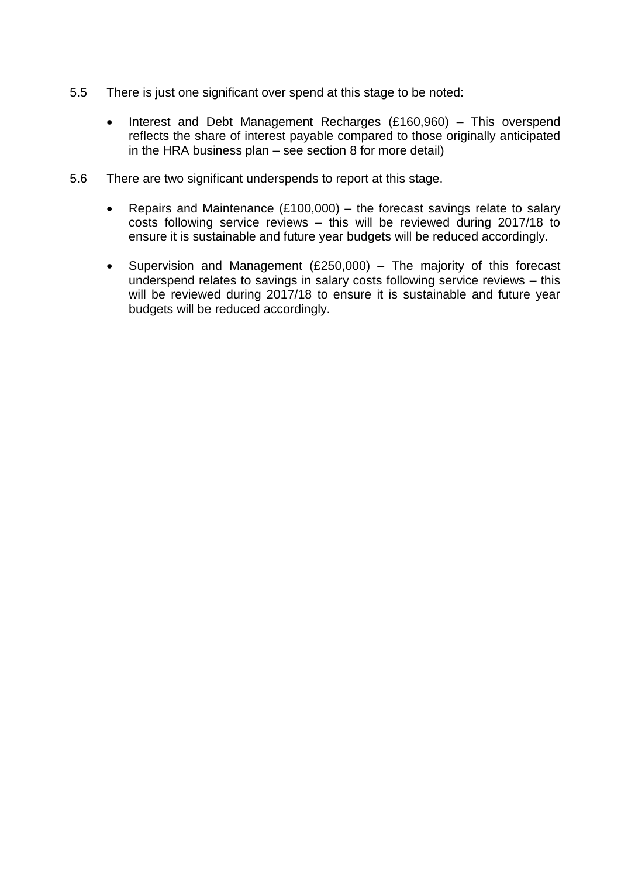5.5 There is just one significant over spend at this stage to be noted:

- Interest and Debt Management Recharges (£160,960) – This overspend reflects the share of interest payable compared to those originally anticipated in the HRA business plan – see section 8 for more detail)

5.6 There are two significant underspends to report at this stage.

- Repairs and Maintenance (£100,000) – the forecast savings relate to salary costs following service reviews – this will be reviewed during 2017/18 to ensure it is sustainable and future year budgets will be reduced accordingly.

- Supervision and Management (£250,000) – The majority of this forecast underspend relates to savings in salary costs following service reviews – this will be reviewed during 2017/18 to ensure it is sustainable and future year budgets will be reduced accordingly.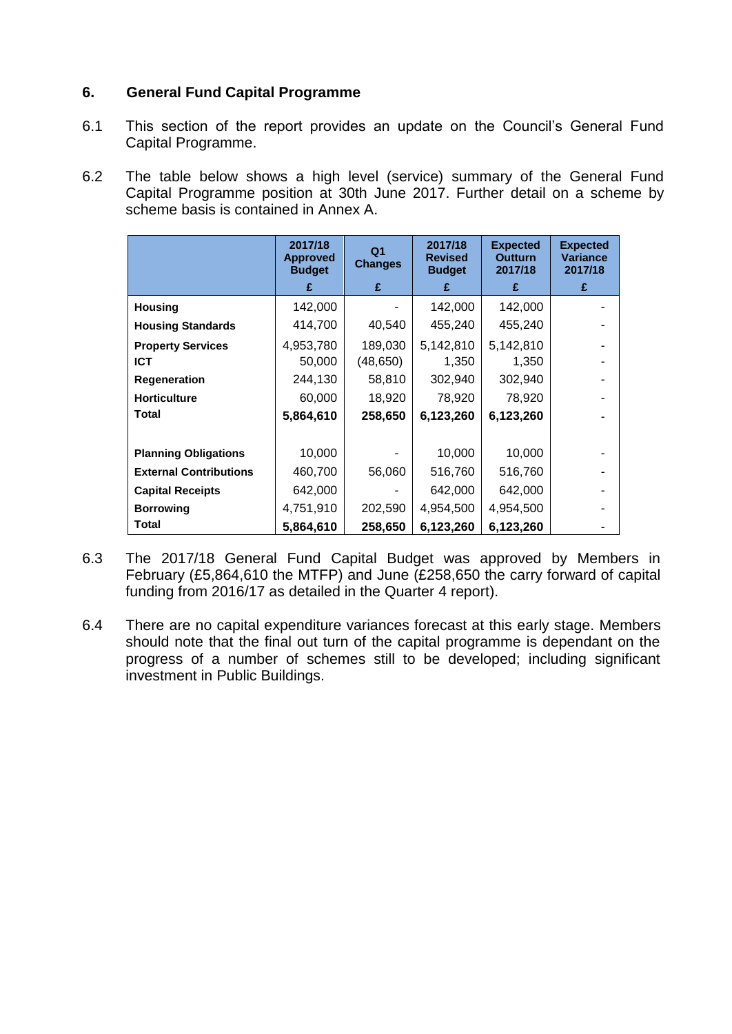## 6. General Fund Capital Programme

6.1 This section of the report provides an update on the Council's General Fund Capital Programme.

6.2 The table below shows a high level (service) summary of the General Fund Capital Programme position at 30th June 2017. Further detail on a scheme by scheme basis is contained in Annex A.

| | 2017/18 Approved Budget | Q1 Changes | 2017/18 Revised Budget | Expected Outturn 2017/18 | Expected Variance 2017/18 |
|---|---|---|---|---|---|
| | £ | £ | £ | £ | £ |
| **Housing** | 142,000 | - | 142,000 | 142,000 | - |
| **Housing Standards** | 414,700 | 40,540 | 455,240 | 455,240 | - |
| **Property Services** | 4,953,780 | 189,030 | 5,142,810 | 5,142,810 | - |
| **ICT** | 50,000 | (48,650) | 1,350 | 1,350 | - |
| **Regeneration** | 244,130 | 58,810 | 302,940 | 302,940 | - |
| **Horticulture** | 60,000 | 18,920 | 78,920 | 78,920 | - |
| **Total** | **5,864,610** | **258,650** | **6,123,260** | **6,123,260** | - |
| | | | | | |
| **Planning Obligations** | 10,000 | - | 10,000 | 10,000 | - |
| **External Contributions** | 460,700 | 56,060 | 516,760 | 516,760 | - |
| **Capital Receipts** | 642,000 | - | 642,000 | 642,000 | - |
| **Borrowing** | 4,751,910 | 202,590 | 4,954,500 | 4,954,500 | - |
| **Total** | **5,864,610** | **258,650** | **6,123,260** | **6,123,260** | - |

6.3 The 2017/18 General Fund Capital Budget was approved by Members in February (£5,864,610 the MTFP) and June (£258,650 the carry forward of capital funding from 2016/17 as detailed in the Quarter 4 report).

6.4 There are no capital expenditure variances forecast at this early stage. Members should note that the final out turn of the capital programme is dependant on the progress of a number of schemes still to be developed; including significant investment in Public Buildings.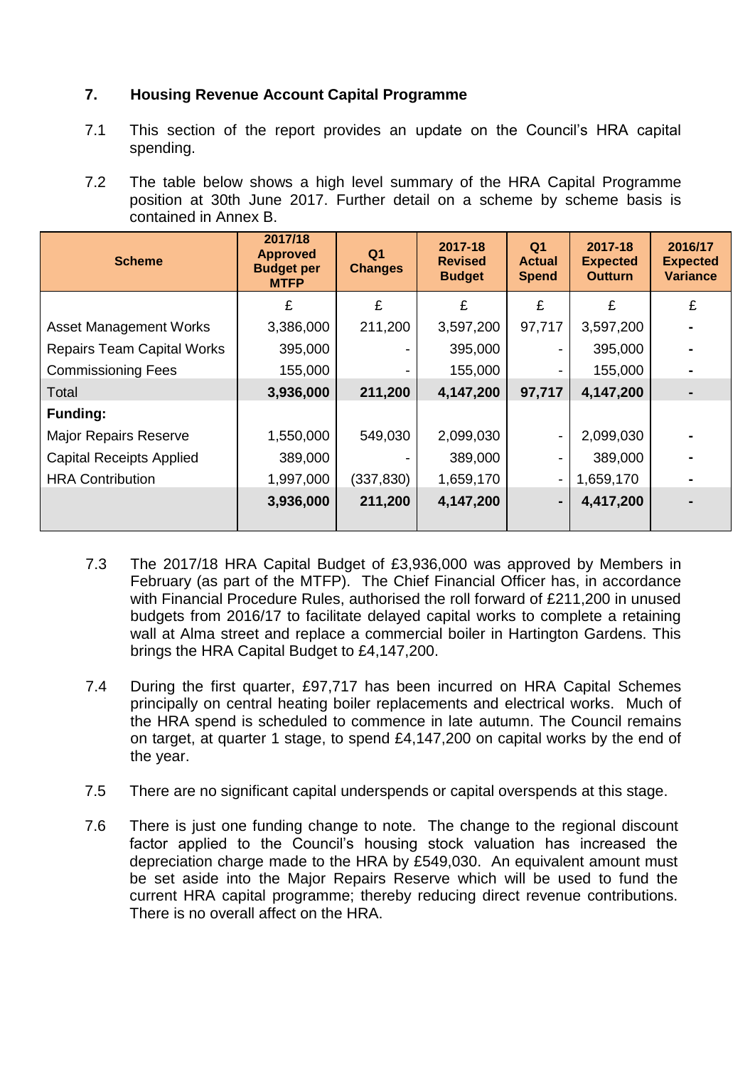## 7. Housing Revenue Account Capital Programme

7.1 This section of the report provides an update on the Council's HRA capital spending.

7.2 The table below shows a high level summary of the HRA Capital Programme position at 30th June 2017. Further detail on a scheme by scheme basis is contained in Annex B.

| Scheme | 2017/18 Approved Budget per MTFP | Q1 Changes | 2017-18 Revised Budget | Q1 Actual Spend | 2017-18 Expected Outturn | 2016/17 Expected Variance |
|---|---|---|---|---|---|---|
| | £ | £ | £ | £ | £ | £ |
| Asset Management Works | 3,386,000 | 211,200 | 3,597,200 | 97,717 | 3,597,200 | - |
| Repairs Team Capital Works | 395,000 | - | 395,000 | - | 395,000 | - |
| Commissioning Fees | 155,000 | - | 155,000 | - | 155,000 | - |
| Total | **3,936,000** | **211,200** | **4,147,200** | **97,717** | **4,147,200** | - |
| **Funding:** | | | | | | |
| Major Repairs Reserve | 1,550,000 | 549,030 | 2,099,030 | - | 2,099,030 | - |
| Capital Receipts Applied | 389,000 | - | 389,000 | - | 389,000 | - |
| HRA Contribution | 1,997,000 | (337,830) | 1,659,170 | - | 1,659,170 | - |
| | **3,936,000** | **211,200** | **4,147,200** | - | **4,417,200** | - |

7.3 The 2017/18 HRA Capital Budget of £3,936,000 was approved by Members in February (as part of the MTFP). The Chief Financial Officer has, in accordance with Financial Procedure Rules, authorised the roll forward of £211,200 in unused budgets from 2016/17 to facilitate delayed capital works to complete a retaining wall at Alma street and replace a commercial boiler in Hartington Gardens. This brings the HRA Capital Budget to £4,147,200.

7.4 During the first quarter, £97,717 has been incurred on HRA Capital Schemes principally on central heating boiler replacements and electrical works. Much of the HRA spend is scheduled to commence in late autumn. The Council remains on target, at quarter 1 stage, to spend £4,147,200 on capital works by the end of the year.

7.5 There are no significant capital underspends or capital overspends at this stage.

7.6 There is just one funding change to note. The change to the regional discount factor applied to the Council's housing stock valuation has increased the depreciation charge made to the HRA by £549,030. An equivalent amount must be set aside into the Major Repairs Reserve which will be used to fund the current HRA capital programme; thereby reducing direct revenue contributions. There is no overall affect on the HRA.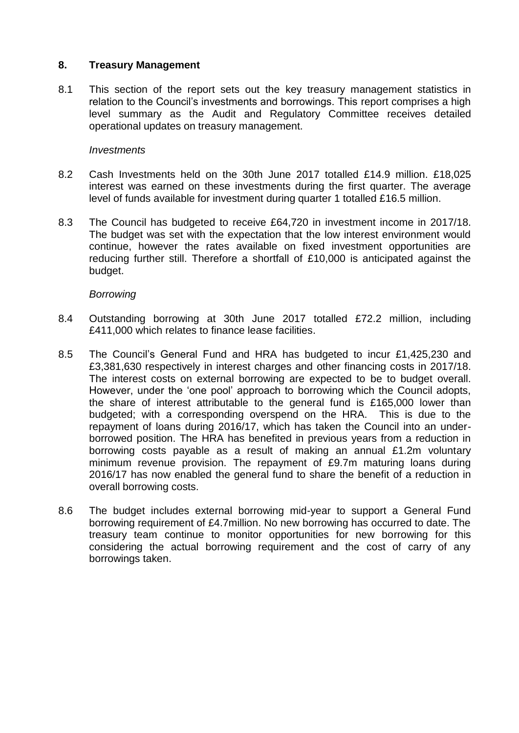## 8. Treasury Management

8.1 This section of the report sets out the key treasury management statistics in relation to the Council's investments and borrowings. This report comprises a high level summary as the Audit and Regulatory Committee receives detailed operational updates on treasury management.

*Investments*

8.2 Cash Investments held on the 30th June 2017 totalled £14.9 million. £18,025 interest was earned on these investments during the first quarter. The average level of funds available for investment during quarter 1 totalled £16.5 million.

8.3 The Council has budgeted to receive £64,720 in investment income in 2017/18. The budget was set with the expectation that the low interest environment would continue, however the rates available on fixed investment opportunities are reducing further still. Therefore a shortfall of £10,000 is anticipated against the budget.

*Borrowing*

8.4 Outstanding borrowing at 30th June 2017 totalled £72.2 million, including £411,000 which relates to finance lease facilities.

8.5 The Council's General Fund and HRA has budgeted to incur £1,425,230 and £3,381,630 respectively in interest charges and other financing costs in 2017/18. The interest costs on external borrowing are expected to be to budget overall. However, under the 'one pool' approach to borrowing which the Council adopts, the share of interest attributable to the general fund is £165,000 lower than budgeted; with a corresponding overspend on the HRA. This is due to the repayment of loans during 2016/17, which has taken the Council into an under-borrowed position. The HRA has benefited in previous years from a reduction in borrowing costs payable as a result of making an annual £1.2m voluntary minimum revenue provision. The repayment of £9.7m maturing loans during 2016/17 has now enabled the general fund to share the benefit of a reduction in overall borrowing costs.

8.6 The budget includes external borrowing mid-year to support a General Fund borrowing requirement of £4.7million. No new borrowing has occurred to date. The treasury team continue to monitor opportunities for new borrowing for this considering the actual borrowing requirement and the cost of carry of any borrowings taken.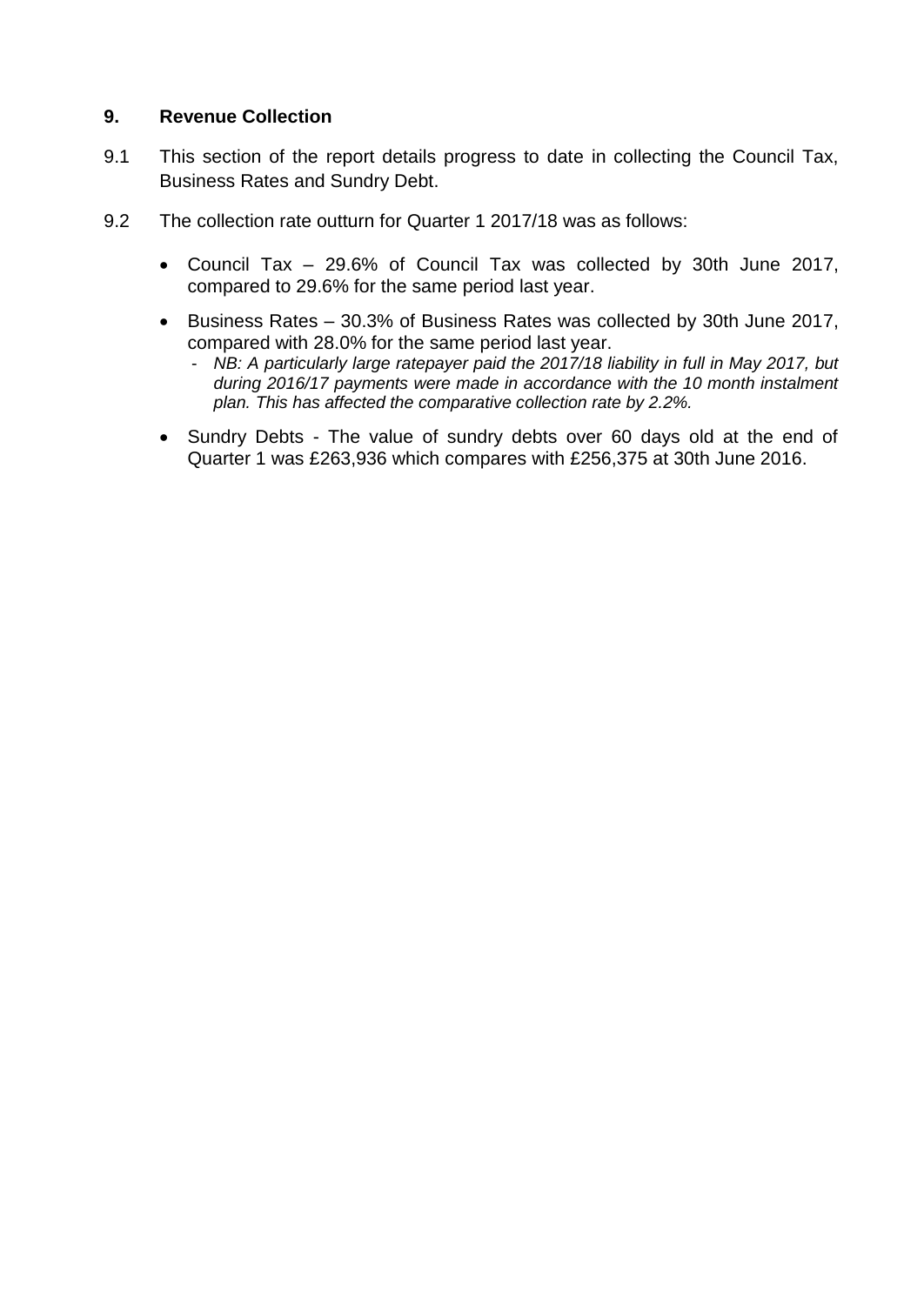## 9. Revenue Collection

9.1 This section of the report details progress to date in collecting the Council Tax, Business Rates and Sundry Debt.

9.2 The collection rate outturn for Quarter 1 2017/18 was as follows:

- Council Tax – 29.6% of Council Tax was collected by 30th June 2017, compared to 29.6% for the same period last year.
- Business Rates – 30.3% of Business Rates was collected by 30th June 2017, compared with 28.0% for the same period last year.
  - *NB: A particularly large ratepayer paid the 2017/18 liability in full in May 2017, but during 2016/17 payments were made in accordance with the 10 month instalment plan. This has affected the comparative collection rate by 2.2%.*
- Sundry Debts - The value of sundry debts over 60 days old at the end of Quarter 1 was £263,936 which compares with £256,375 at 30th June 2016.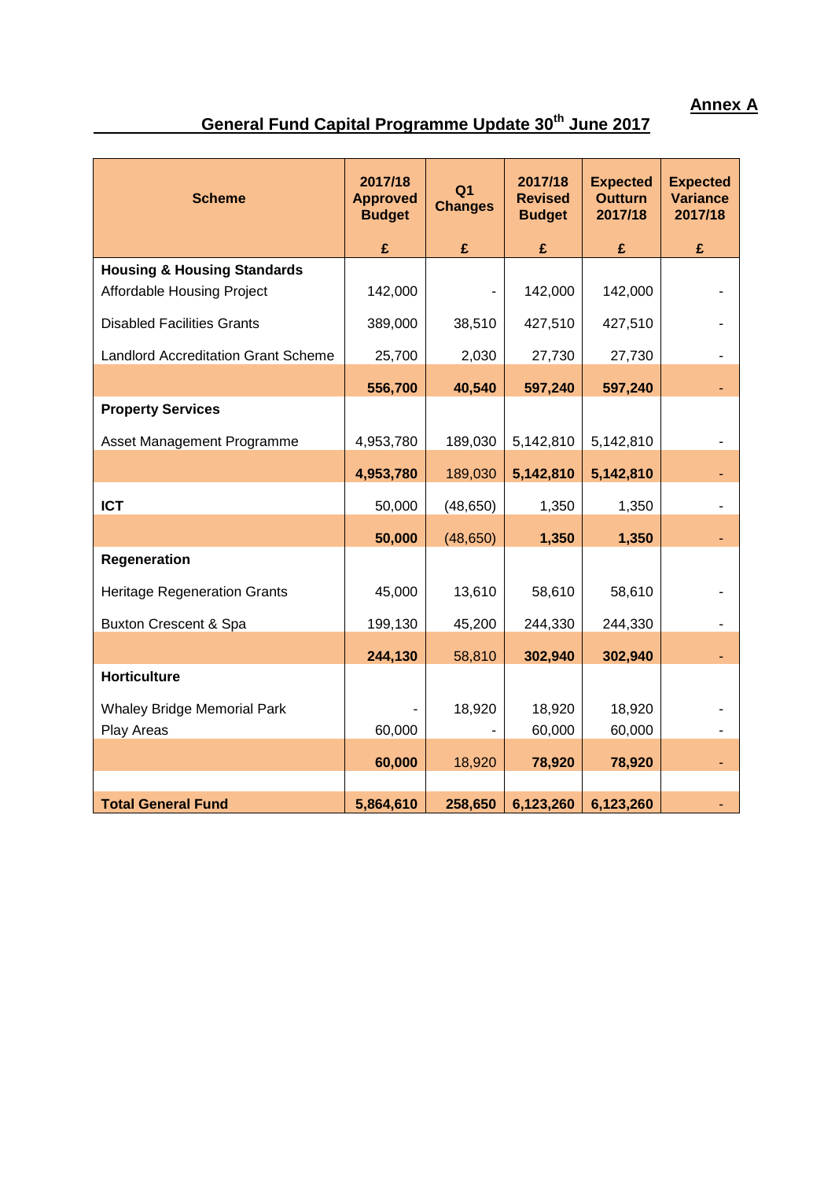**Annex A**

## General Fund Capital Programme Update 30th June 2017

| Scheme | 2017/18 Approved Budget | Q1 Changes | 2017/18 Revised Budget | Expected Outturn 2017/18 | Expected Variance 2017/18 |
|---|---|---|---|---|---|
| | £ | £ | £ | £ | £ |
| **Housing & Housing Standards** | | | | | |
| Affordable Housing Project | 142,000 | - | 142,000 | 142,000 | - |
| Disabled Facilities Grants | 389,000 | 38,510 | 427,510 | 427,510 | - |
| Landlord Accreditation Grant Scheme | 25,700 | 2,030 | 27,730 | 27,730 | - |
| | **556,700** | **40,540** | **597,240** | **597,240** | - |
| **Property Services** | | | | | |
| Asset Management Programme | 4,953,780 | 189,030 | 5,142,810 | 5,142,810 | - |
| | **4,953,780** | 189,030 | **5,142,810** | **5,142,810** | - |
| **ICT** | 50,000 | (48,650) | 1,350 | 1,350 | - |
| | **50,000** | (48,650) | **1,350** | **1,350** | - |
| **Regeneration** | | | | | |
| Heritage Regeneration Grants | 45,000 | 13,610 | 58,610 | 58,610 | - |
| Buxton Crescent & Spa | 199,130 | 45,200 | 244,330 | 244,330 | - |
| | **244,130** | 58,810 | **302,940** | **302,940** | - |
| **Horticulture** | | | | | |
| Whaley Bridge Memorial Park | - | 18,920 | 18,920 | 18,920 | - |
| Play Areas | 60,000 | - | 60,000 | 60,000 | - |
| | **60,000** | 18,920 | **78,920** | **78,920** | - |
| | | | | | |
| **Total General Fund** | **5,864,610** | **258,650** | **6,123,260** | **6,123,260** | - |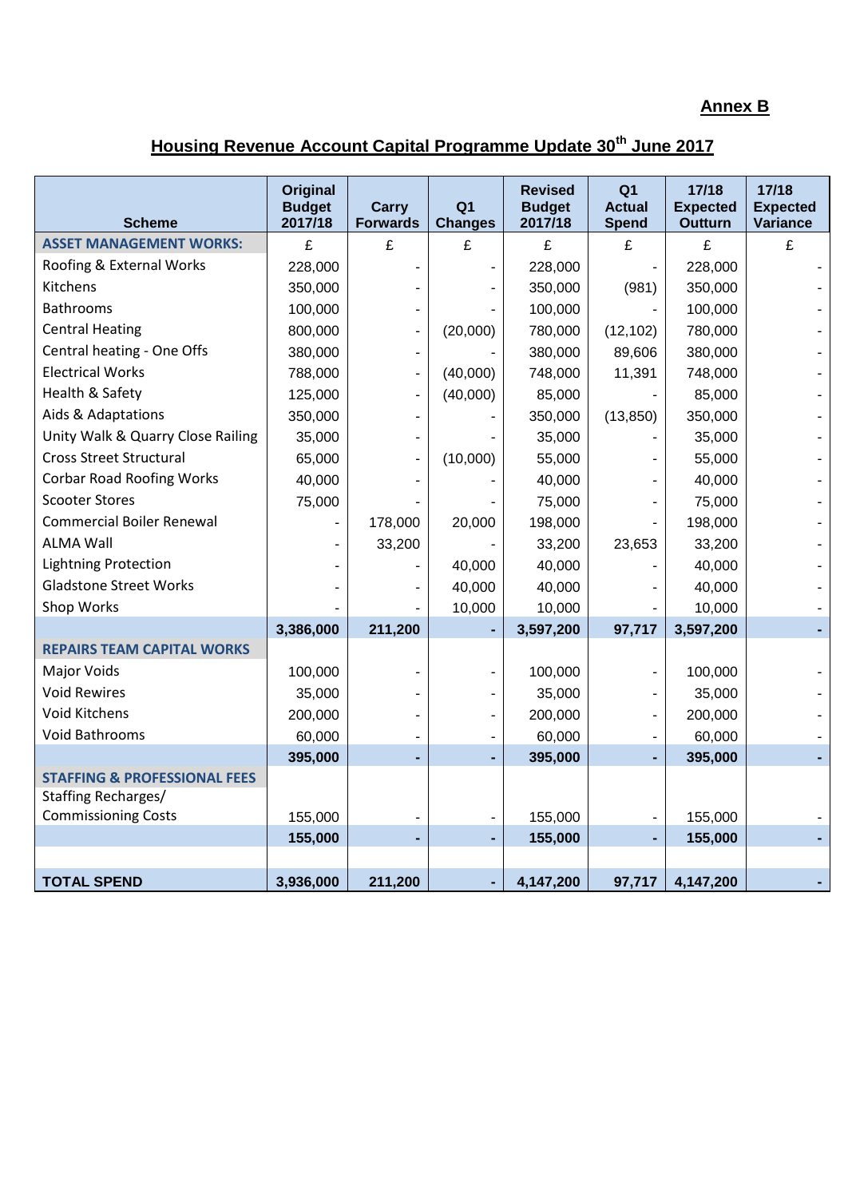**Annex B**

## Housing Revenue Account Capital Programme Update 30th June 2017

| Scheme | Original Budget 2017/18 | Carry Forwards | Q1 Changes | Revised Budget 2017/18 | Q1 Actual Spend | 17/18 Expected Outturn | 17/18 Expected Variance |
|---|---|---|---|---|---|---|---|
| **ASSET MANAGEMENT WORKS:** | £ | £ | £ | £ | £ | £ | £ |
| Roofing & External Works | 228,000 | - | - | 228,000 | - | 228,000 | - |
| Kitchens | 350,000 | - | - | 350,000 | (981) | 350,000 | - |
| Bathrooms | 100,000 | - | - | 100,000 | - | 100,000 | - |
| Central Heating | 800,000 | - | (20,000) | 780,000 | (12,102) | 780,000 | - |
| Central heating - One Offs | 380,000 | - | - | 380,000 | 89,606 | 380,000 | - |
| Electrical Works | 788,000 | - | (40,000) | 748,000 | 11,391 | 748,000 | - |
| Health & Safety | 125,000 | - | (40,000) | 85,000 | - | 85,000 | - |
| Aids & Adaptations | 350,000 | - | - | 350,000 | (13,850) | 350,000 | - |
| Unity Walk & Quarry Close Railing | 35,000 | - | - | 35,000 | - | 35,000 | - |
| Cross Street Structural | 65,000 | - | (10,000) | 55,000 | - | 55,000 | - |
| Corbar Road Roofing Works | 40,000 | - | - | 40,000 | - | 40,000 | - |
| Scooter Stores | 75,000 | - | - | 75,000 | - | 75,000 | - |
| Commercial Boiler Renewal | - | 178,000 | 20,000 | 198,000 | - | 198,000 | - |
| ALMA Wall | - | 33,200 | - | 33,200 | 23,653 | 33,200 | - |
| Lightning Protection | - | - | 40,000 | 40,000 | - | 40,000 | - |
| Gladstone Street Works | - | - | 40,000 | 40,000 | - | 40,000 | - |
| Shop Works | - | - | 10,000 | 10,000 | - | 10,000 | - |
| | **3,386,000** | **211,200** | **-** | **3,597,200** | **97,717** | **3,597,200** | **-** |
| **REPAIRS TEAM CAPITAL WORKS** | | | | | | | |
| Major Voids | 100,000 | - | - | 100,000 | - | 100,000 | - |
| Void Rewires | 35,000 | - | - | 35,000 | - | 35,000 | - |
| Void Kitchens | 200,000 | - | - | 200,000 | - | 200,000 | - |
| Void Bathrooms | 60,000 | - | - | 60,000 | - | 60,000 | - |
| | **395,000** | **-** | **-** | **395,000** | **-** | **395,000** | **-** |
| **STAFFING & PROFESSIONAL FEES** | | | | | | | |
| Staffing Recharges/ Commissioning Costs | 155,000 | - | - | 155,000 | - | 155,000 | - |
| | **155,000** | **-** | **-** | **155,000** | **-** | **155,000** | **-** |
| | | | | | | | |
| **TOTAL SPEND** | **3,936,000** | **211,200** | **-** | **4,147,200** | **97,717** | **4,147,200** | **-** |